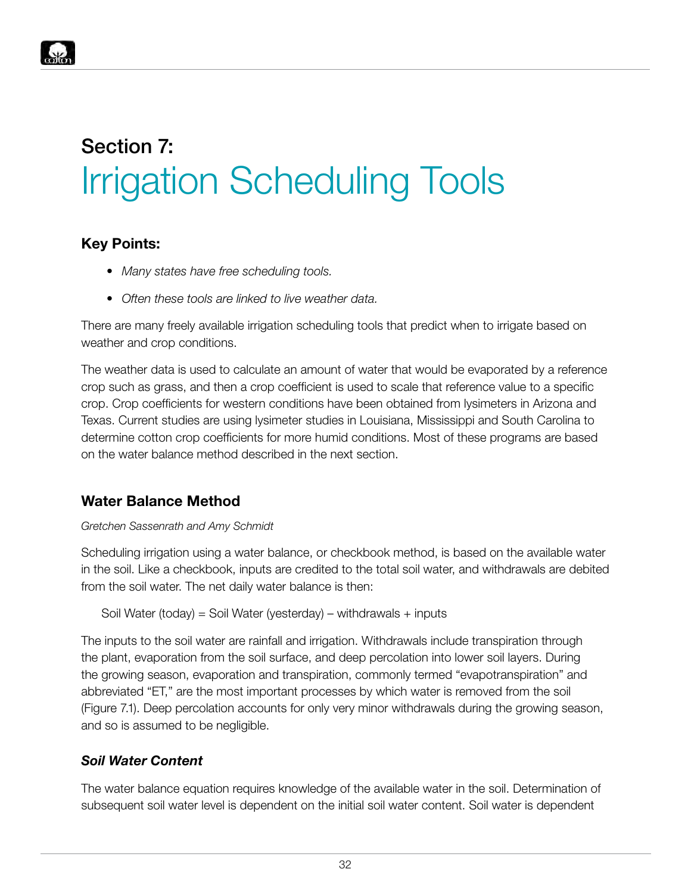# Section 7: Irrigation Scheduling Tools

### Key Points:

- *Many states have free scheduling tools.*
- *Often these tools are linked to live weather data.*

There are many freely available irrigation scheduling tools that predict when to irrigate based on weather and crop conditions.

The weather data is used to calculate an amount of water that would be evaporated by a reference crop such as grass, and then a crop coefficient is used to scale that reference value to a specific crop. Crop coefficients for western conditions have been obtained from lysimeters in Arizona and Texas. Current studies are using lysimeter studies in Louisiana, Mississippi and South Carolina to determine cotton crop coefficients for more humid conditions. Most of these programs are based on the water balance method described in the next section.

## Water Balance Method

*Gretchen Sassenrath and Amy Schmidt*

Scheduling irrigation using a water balance, or checkbook method, is based on the available water in the soil. Like a checkbook, inputs are credited to the total soil water, and withdrawals are debited from the soil water. The net daily water balance is then:

Soil Water (today) = Soil Water (yesterday) – withdrawals + inputs

The inputs to the soil water are rainfall and irrigation. Withdrawals include transpiration through the plant, evaporation from the soil surface, and deep percolation into lower soil layers. During the growing season, evaporation and transpiration, commonly termed "evapotranspiration" and abbreviated "ET," are the most important processes by which water is removed from the soil (Figure 7.1). Deep percolation accounts for only very minor withdrawals during the growing season, and so is assumed to be negligible.

### *Soil Water Content*

The water balance equation requires knowledge of the available water in the soil. Determination of subsequent soil water level is dependent on the initial soil water content. Soil water is dependent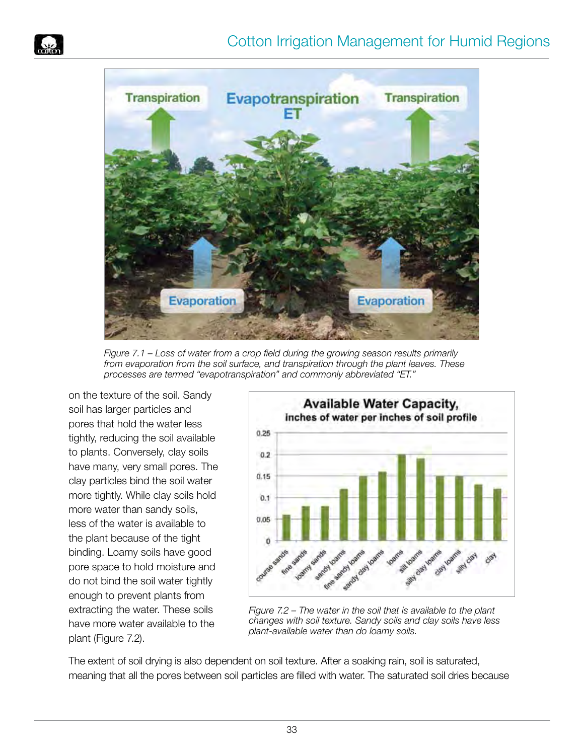Figure 7.1 – Loss of water from a crop field during the growing season results primarily from evaporation from the soil surface, and transpiration through the plant leaves. These processes are termed "evapotranspiration" and commonly abbreviated "ET."

on the texture of the soil. Sandy soil has larger particles and pores that hold the water less tightly, reducing the soil available to plants. Conversely, clay soils have many, very small pores. The clay particles bind the soil water more tightly. While clay soils hold more water than sandy soils, less of the water is available to the plant because of the tight binding. Loamy soils have good pore space to hold moisture and do not bind the soil water tightly enough to prevent plants from extracting the water. These soils have more water available to the plant (Figure 7.2).

Figure 7.2 – The water in the soil that is available to the plant changes with soil texture. Sandy soils and clay soils have less plant-available water than do loamy soils.

The extent of soil drying is also dependent on soil texture. After a soaking rain, soil is saturated, meaning that all the pores between soil particles are filled with water. The saturated soil dries because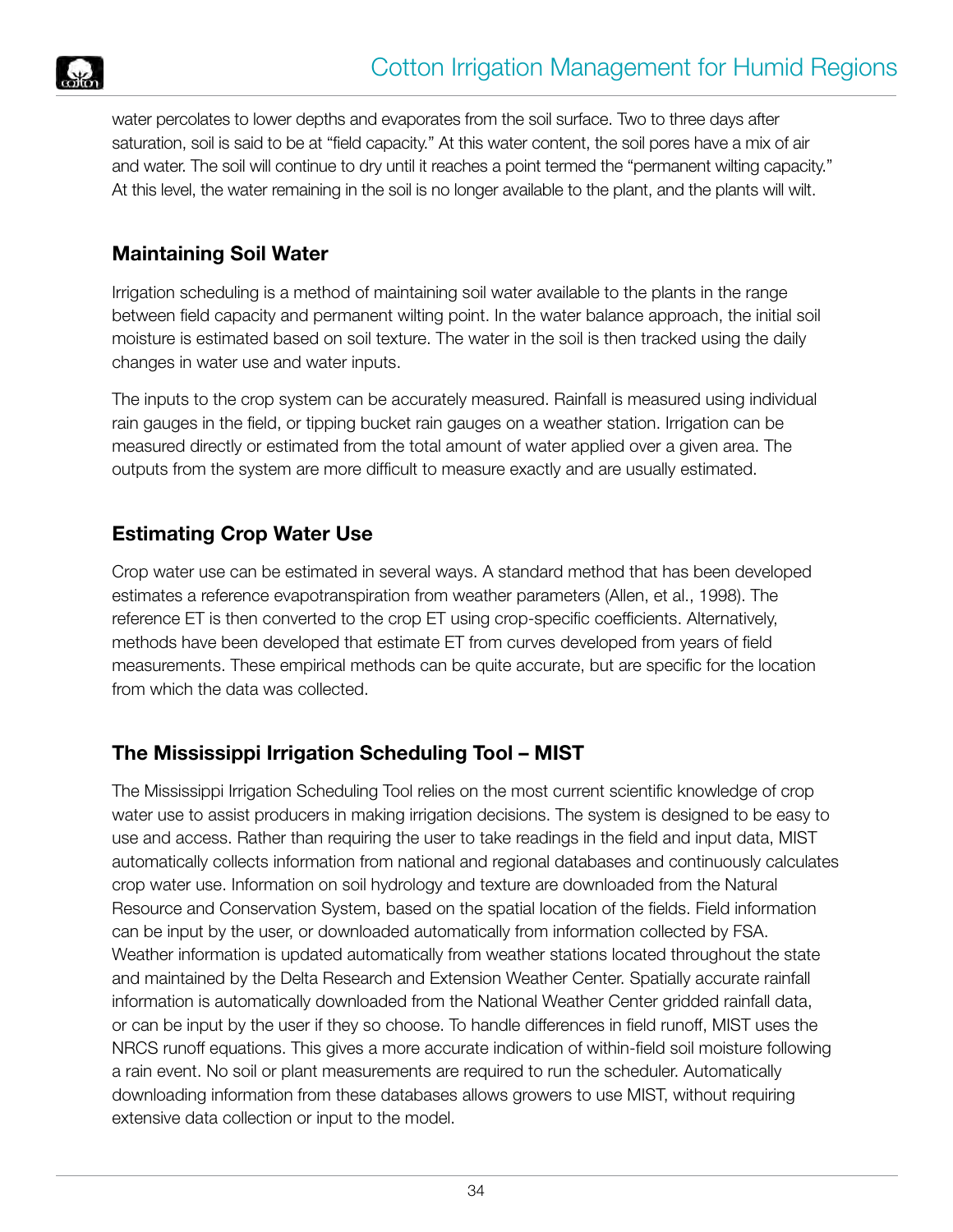water percolates to lower depths and evaporates from the soil surface. Two to three days after saturation, soil is said to be at "field capacity." At this water content, the soil pores have a mix of air and water. The soil will continue to dry until it reaches a point termed the "permanent wilting capacity." At this level, the water remaining in the soil is no longer available to the plant, and the plants will wilt.

## Maintaining Soil Water

Irrigation scheduling is a method of maintaining soil water available to the plants in the range between field capacity and permanent wilting point. In the water balance approach, the initial soil moisture is estimated based on soil texture. The water in the soil is then tracked using the daily changes in water use and water inputs.

The inputs to the crop system can be accurately measured. Rainfall is measured using individual rain gauges in the field, or tipping bucket rain gauges on a weather station. Irrigation can be measured directly or estimated from the total amount of water applied over a given area. The outputs from the system are more difficult to measure exactly and are usually estimated.

## Estimating Crop Water Use

Crop water use can be estimated in several ways. A standard method that has been developed estimates a reference evapotranspiration from weather parameters (Allen, et al., 1998). The reference ET is then converted to the crop ET using crop-specific coefficients. Alternatively, methods have been developed that estimate ET from curves developed from years of field measurements. These empirical methods can be quite accurate, but are specific for the location from which the data was collected.

## The Mississippi Irrigation Scheduling Tool – MIST

The Mississippi Irrigation Scheduling Tool relies on the most current scientific knowledge of crop water use to assist producers in making irrigation decisions. The system is designed to be easy to use and access. Rather than requiring the user to take readings in the field and input data, MIST automatically collects information from national and regional databases and continuously calculates crop water use. Information on soil hydrology and texture are downloaded from the Natural Resource and Conservation System, based on the spatial location of the fields. Field information can be input by the user, or downloaded automatically from information collected by FSA. Weather information is updated automatically from weather stations located throughout the state and maintained by the Delta Research and Extension Weather Center. Spatially accurate rainfall information is automatically downloaded from the National Weather Center gridded rainfall data, or can be input by the user if they so choose. To handle differences in field runoff, MIST uses the NRCS runoff equations. This gives a more accurate indication of within-field soil moisture following a rain event. No soil or plant measurements are required to run the scheduler. Automatically downloading information from these databases allows growers to use MIST, without requiring extensive data collection or input to the model.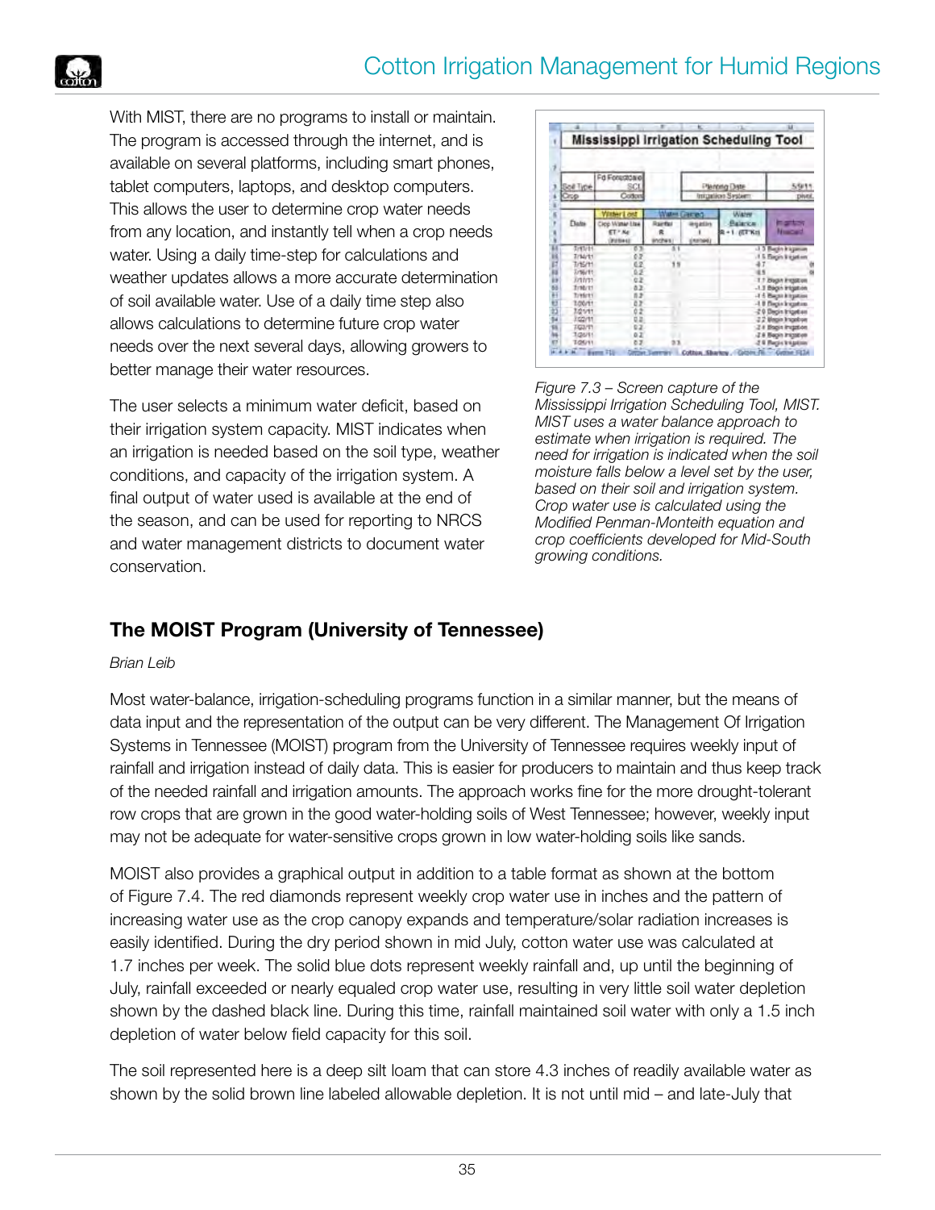With MIST, there are no programs to install or maintain. The program is accessed through the internet, and is available on several platforms, including smart phones, tablet computers, laptops, and desktop computers. This allows the user to determine crop water needs from any location, and instantly tell when a crop needs water. Using a daily time-step for calculations and weather updates allows a more accurate determination of soil available water. Use of a daily time step also allows calculations to determine future crop water needs over the next several days, allowing growers to better manage their water resources.

The user selects a minimum water deficit, based on their irrigation system capacity. MIST indicates when an irrigation is needed based on the soil type, weather conditions, and capacity of the irrigation system. A final output of water used is available at the end of the season, and can be used for reporting to NRCS and water management districts to document water conservation.

*Figure 7.3 – Screen capture of the Mississippi Irrigation Scheduling Tool, MIST. MIST uses a water balance approach to estimate when irrigation is required. The need for irrigation is indicated when the soil moisture falls below a level set by the user, based on their soil and irrigation system. Crop water use is calculated using the Modified Penman-Monteith equation and crop coefficients developed for Mid-South growing conditions.*

## The MOIST Program (University of Tennessee)

*Brian Leib*

Most water-balance, irrigation-scheduling programs function in a similar manner, but the means of data input and the representation of the output can be very different. The Management Of Irrigation Systems in Tennessee (MOIST) program from the University of Tennessee requires weekly input of rainfall and irrigation instead of daily data. This is easier for producers to maintain and thus keep track of the needed rainfall and irrigation amounts. The approach works fine for the more drought-tolerant row crops that are grown in the good water-holding soils of West Tennessee; however, weekly input may not be adequate for water-sensitive crops grown in low water-holding soils like sands.

MOIST also provides a graphical output in addition to a table format as shown at the bottom of Figure 7.4. The red diamonds represent weekly crop water use in inches and the pattern of increasing water use as the crop canopy expands and temperature/solar radiation increases is easily identified. During the dry period shown in mid July, cotton water use was calculated at 1.7 inches per week. The solid blue dots represent weekly rainfall and, up until the beginning of July, rainfall exceeded or nearly equaled crop water use, resulting in very little soil water depletion shown by the dashed black line. During this time, rainfall maintained soil water with only a 1.5 inch depletion of water below field capacity for this soil.

The soil represented here is a deep silt loam that can store 4.3 inches of readily available water as shown by the solid brown line labeled allowable depletion. It is not until mid – and late-July that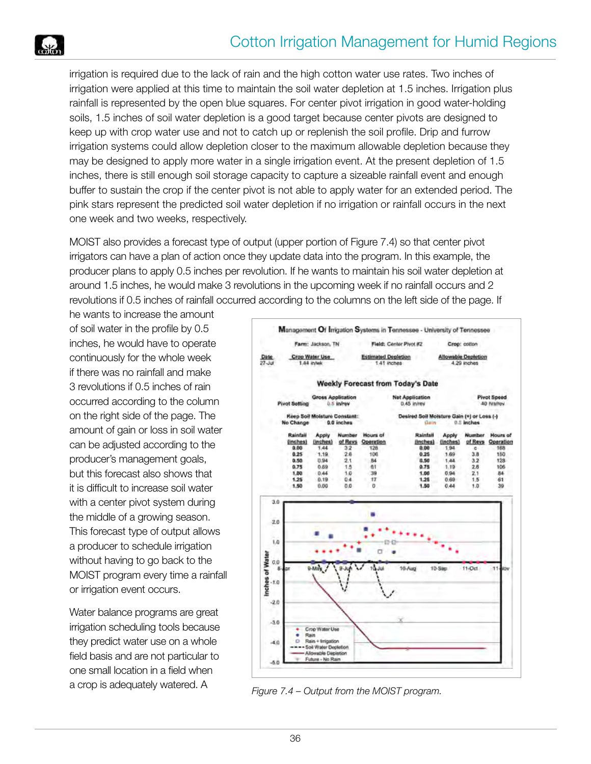irrigation is required due to the lack of rain and the high cotton water use rates. Two inches of irrigation were applied at this time to maintain the soil water depletion at 1.5 inches. Irrigation plus rainfall is represented by the open blue squares. For center pivot irrigation in good water-holding soils, 1.5 inches of soil water depletion is a good target because center pivots are designed to keep up with crop water use and not to catch up or replenish the soil profile. Drip and furrow irrigation systems could allow depletion closer to the maximum allowable depletion because they may be designed to apply more water in a single irrigation event. At the present depletion of 1.5 inches, there is still enough soil storage capacity to capture a sizeable rainfall event and enough buffer to sustain the crop if the center pivot is not able to apply water for an extended period. The pink stars represent the predicted soil water depletion if no irrigation or rainfall occurs in the next one week and two weeks, respectively.

MOIST also provides a forecast type of output (upper portion of Figure 7.4) so that center pivot irrigators can have a plan of action once they update data into the program. In this example, the producer plans to apply 0.5 inches per revolution. If he wants to maintain his soil water depletion at around 1.5 inches, he would make 3 revolutions in the upcoming week if no rainfall occurs and 2 revolutions if 0.5 inches of rainfall occurred according to the columns on the left side of the page. If he wants to increase the amount of soil water in the profile by 0.5 inches, he would have to operate continuously for the whole week if there was no rainfall and make 3 revolutions if 0.5 inches of rain occurred according to the column on the right side of the page. The amount of gain or loss in soil water can be adjusted according to the producer's management goals, but this forecast also shows that it is difficult to increase soil water with a center pivot system during the middle of a growing season. This forecast type of output allows a producer to schedule irrigation without having to go back to the MOIST program every time a rainfall or irrigation event occurs.

Water balance programs are great irrigation scheduling tools because they predict water use on a whole field basis and are not particular to one small location in a field when a crop is adequately watered. A

**Management Of Irrigation Systems in Tennessee - University of Tennessee**

Farm: Jackson, TN — Field: Center Pivot #2 — Crop: cotton

| Date | Crop Water Use | Estimated Depletion | Allowable Depletion |
|---|---|---|---|
| 27-Jul | 1.44 in/wk | 1.41 inches | 4.29 inches |

**Weekly Forecast from Today's Date**

Pivot Setting — Gross Application: 0.5 in/rev — Net Application: 0.45 in/rev — Pivot Speed: 40 hrs/rev

Keep Soil Moisture Constant: No Change 0.0 inches — Desired Soil Moisture Gain (+) or Loss (-): Gain 0.5 inches

| Rainfall (inches) | Apply (inches) | Number of Revs | Hours of Operation | Rainfall (inches) | Apply (inches) | Number of Revs | Hours of Operation |
|---|---|---|---|---|---|---|---|
| 0.00 | 1.44 | 3.2 | 128 | 0.00 | 1.94 | c | 168 |
| 0.25 | 1.19 | 2.6 | 106 | 0.25 | 1.69 | 3.8 | 150 |
| 0.50 | 0.94 | 2.1 | 84 | 0.50 | 1.44 | 3.2 | 128 |
| 0.75 | 0.69 | 1.5 | 61 | 0.75 | 1.19 | 2.6 | 106 |
| 1.00 | 0.44 | 1.0 | 39 | 1.00 | 0.94 | 2.1 | 84 |
| 1.25 | 0.19 | 0.4 | 17 | 1.25 | 0.69 | 1.5 | 61 |
| 1.50 | 0.00 | 0.0 | 0 | 1.50 | 0.44 | 1.0 | 39 |

*Figure 7.4 – Output from the MOIST program.*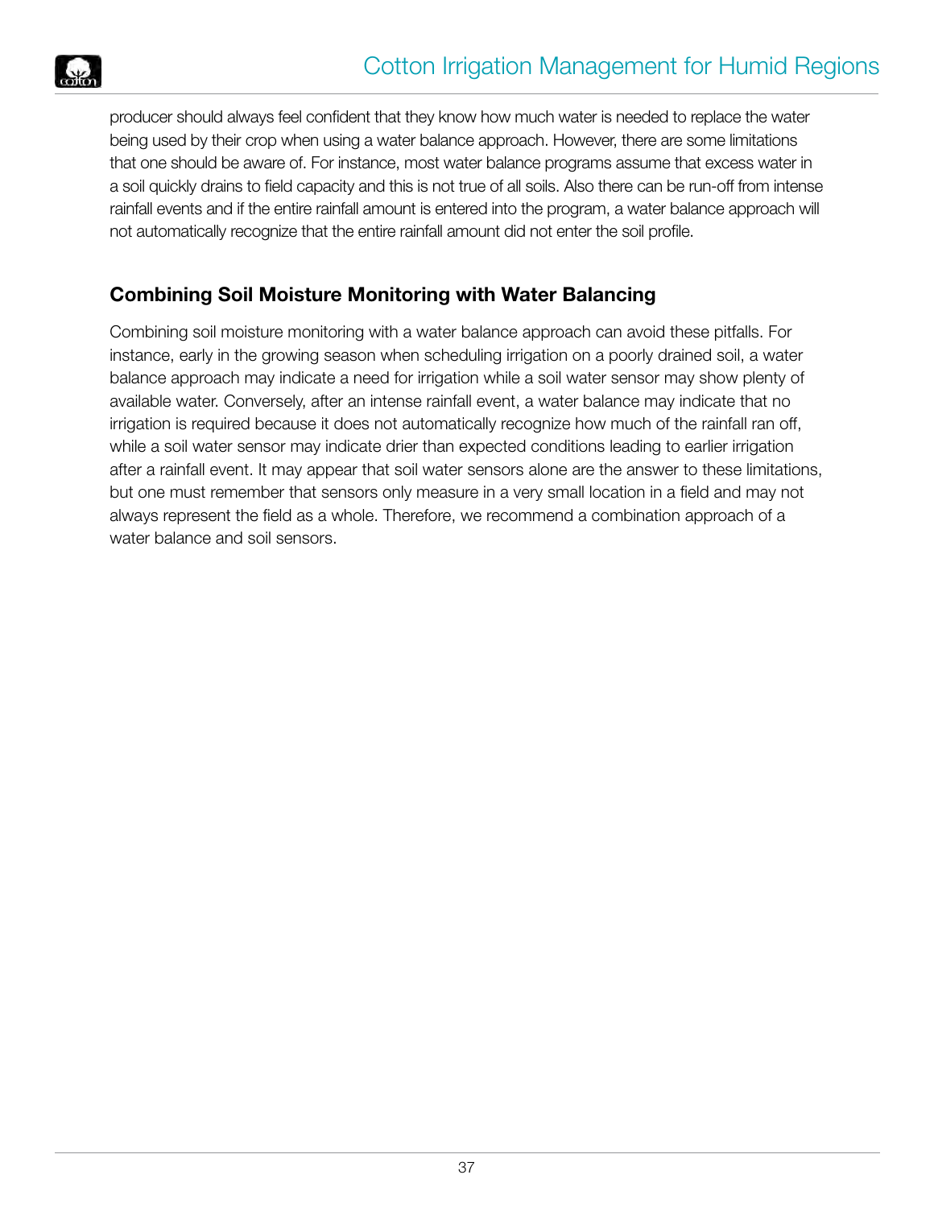producer should always feel confident that they know how much water is needed to replace the water being used by their crop when using a water balance approach. However, there are some limitations that one should be aware of. For instance, most water balance programs assume that excess water in a soil quickly drains to field capacity and this is not true of all soils. Also there can be run-off from intense rainfall events and if the entire rainfall amount is entered into the program, a water balance approach will not automatically recognize that the entire rainfall amount did not enter the soil profile.

## Combining Soil Moisture Monitoring with Water Balancing

Combining soil moisture monitoring with a water balance approach can avoid these pitfalls. For instance, early in the growing season when scheduling irrigation on a poorly drained soil, a water balance approach may indicate a need for irrigation while a soil water sensor may show plenty of available water. Conversely, after an intense rainfall event, a water balance may indicate that no irrigation is required because it does not automatically recognize how much of the rainfall ran off, while a soil water sensor may indicate drier than expected conditions leading to earlier irrigation after a rainfall event. It may appear that soil water sensors alone are the answer to these limitations, but one must remember that sensors only measure in a very small location in a field and may not always represent the field as a whole. Therefore, we recommend a combination approach of a water balance and soil sensors.